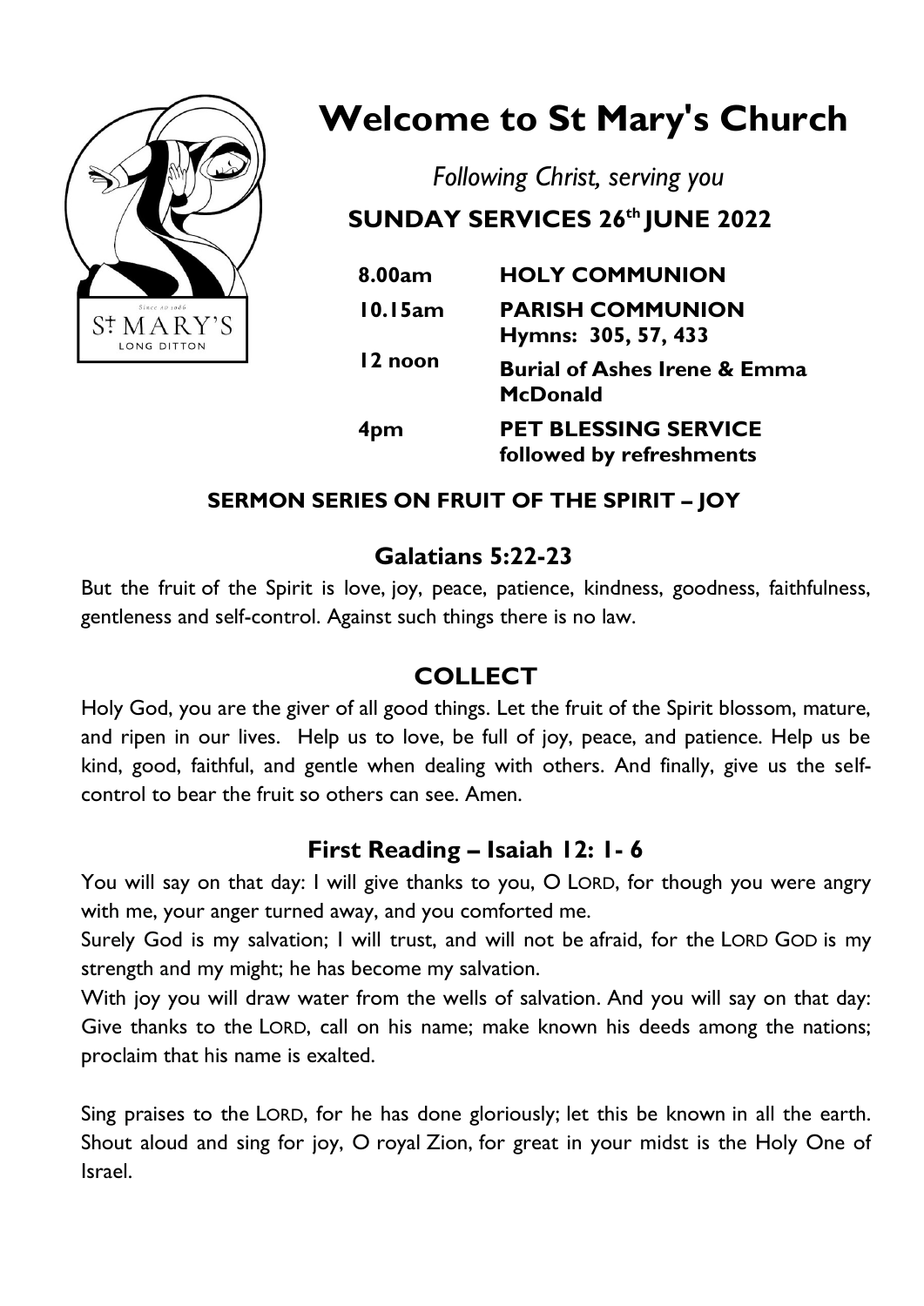# Welcome to St Mary's Church

*Following Christ, serving you*

**SUNDAY SERVICES 26th JUNE 2022**

| | |
|---|---|
| **8.00am** | **HOLY COMMUNION** |
| **10.15am** | **PARISH COMMUNION**<br>**Hymns: 305, 57, 433** |
| **12 noon** | **Burial of Ashes Irene & Emma McDonald** |
| **4pm** | **PET BLESSING SERVICE**<br>**followed by refreshments** |

**SERMON SERIES ON FRUIT OF THE SPIRIT – JOY**

## Galatians 5:22-23

But the fruit of the Spirit is love, joy, peace, patience, kindness, goodness, faithfulness, gentleness and self-control. Against such things there is no law.

## COLLECT

Holy God, you are the giver of all good things. Let the fruit of the Spirit blossom, mature, and ripen in our lives. Help us to love, be full of joy, peace, and patience. Help us be kind, good, faithful, and gentle when dealing with others. And finally, give us the self-control to bear the fruit so others can see. Amen.

## First Reading – Isaiah 12: 1- 6

You will say on that day: I will give thanks to you, O LORD, for though you were angry with me, your anger turned away, and you comforted me.

Surely God is my salvation; I will trust, and will not be afraid, for the LORD GOD is my strength and my might; he has become my salvation.

With joy you will draw water from the wells of salvation. And you will say on that day: Give thanks to the LORD, call on his name; make known his deeds among the nations; proclaim that his name is exalted.

Sing praises to the LORD, for he has done gloriously; let this be known in all the earth. Shout aloud and sing for joy, O royal Zion, for great in your midst is the Holy One of Israel.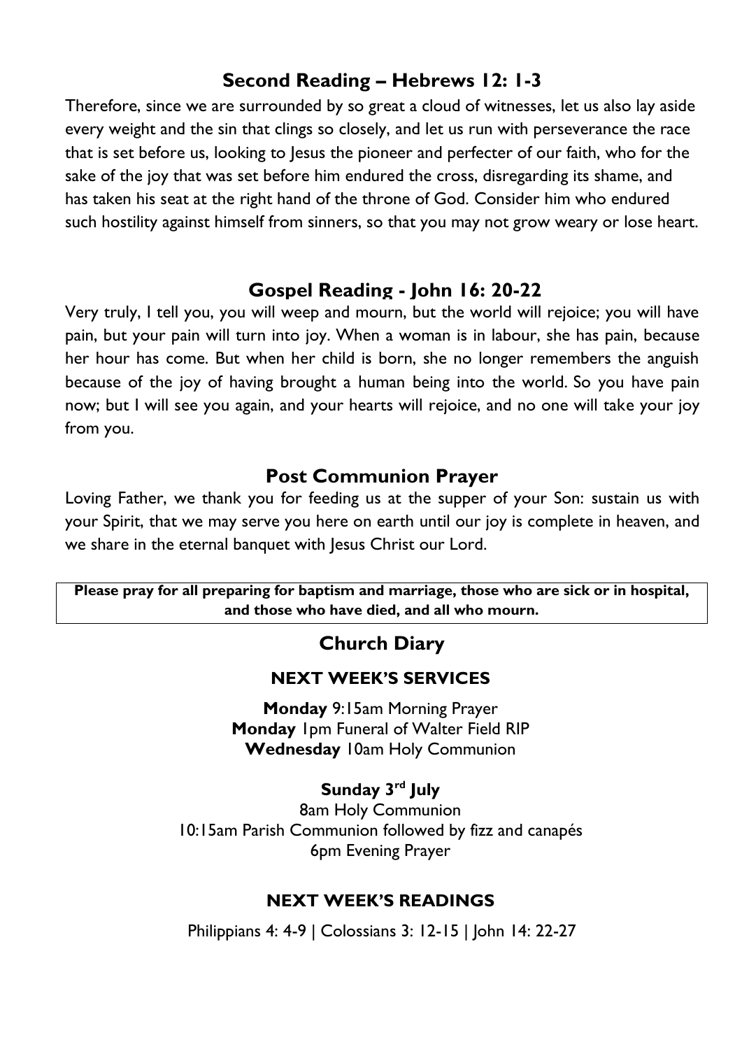## Second Reading – Hebrews 12: 1-3

Therefore, since we are surrounded by so great a cloud of witnesses, let us also lay aside every weight and the sin that clings so closely, and let us run with perseverance the race that is set before us, looking to Jesus the pioneer and perfecter of our faith, who for the sake of the joy that was set before him endured the cross, disregarding its shame, and has taken his seat at the right hand of the throne of God. Consider him who endured such hostility against himself from sinners, so that you may not grow weary or lose heart.

## Gospel Reading - John 16: 20-22

Very truly, I tell you, you will weep and mourn, but the world will rejoice; you will have pain, but your pain will turn into joy. When a woman is in labour, she has pain, because her hour has come. But when her child is born, she no longer remembers the anguish because of the joy of having brought a human being into the world. So you have pain now; but I will see you again, and your hearts will rejoice, and no one will take your joy from you.

## Post Communion Prayer

Loving Father, we thank you for feeding us at the supper of your Son: sustain us with your Spirit, that we may serve you here on earth until our joy is complete in heaven, and we share in the eternal banquet with Jesus Christ our Lord.

**Please pray for all preparing for baptism and marriage, those who are sick or in hospital, and those who have died, and all who mourn.**

## Church Diary

### NEXT WEEK'S SERVICES

**Monday** 9:15am Morning Prayer
**Monday** 1pm Funeral of Walter Field RIP
**Wednesday** 10am Holy Communion

**Sunday 3rd July**
8am Holy Communion
10:15am Parish Communion followed by fizz and canapés
6pm Evening Prayer

### NEXT WEEK'S READINGS

Philippians 4: 4-9 | Colossians 3: 12-15 | John 14: 22-27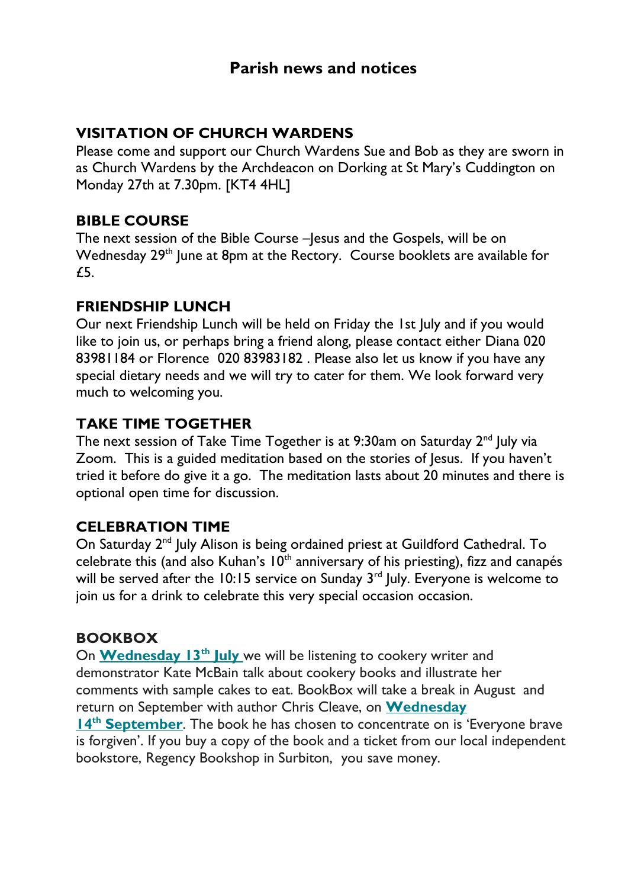# Parish news and notices

## VISITATION OF CHURCH WARDENS

Please come and support our Church Wardens Sue and Bob as they are sworn in as Church Wardens by the Archdeacon on Dorking at St Mary's Cuddington on Monday 27th at 7.30pm. [KT4 4HL]

## BIBLE COURSE

The next session of the Bible Course –Jesus and the Gospels, will be on Wednesday 29th June at 8pm at the Rectory. Course booklets are available for £5.

## FRIENDSHIP LUNCH

Our next Friendship Lunch will be held on Friday the 1st July and if you would like to join us, or perhaps bring a friend along, please contact either Diana 020 83981184 or Florence 020 83983182 . Please also let us know if you have any special dietary needs and we will try to cater for them. We look forward very much to welcoming you.

## TAKE TIME TOGETHER

The next session of Take Time Together is at 9:30am on Saturday 2nd July via Zoom. This is a guided meditation based on the stories of Jesus. If you haven't tried it before do give it a go. The meditation lasts about 20 minutes and there is optional open time for discussion.

## CELEBRATION TIME

On Saturday 2nd July Alison is being ordained priest at Guildford Cathedral. To celebrate this (and also Kuhan's 10th anniversary of his priesting), fizz and canapés will be served after the 10:15 service on Sunday 3rd July. Everyone is welcome to join us for a drink to celebrate this very special occasion occasion.

## BOOKBOX

On **Wednesday 13th July** we will be listening to cookery writer and demonstrator Kate McBain talk about cookery books and illustrate her comments with sample cakes to eat. BookBox will take a break in August and return on September with author Chris Cleave, on **Wednesday 14th September**. The book he has chosen to concentrate on is 'Everyone brave is forgiven'. If you buy a copy of the book and a ticket from our local independent bookstore, Regency Bookshop in Surbiton, you save money.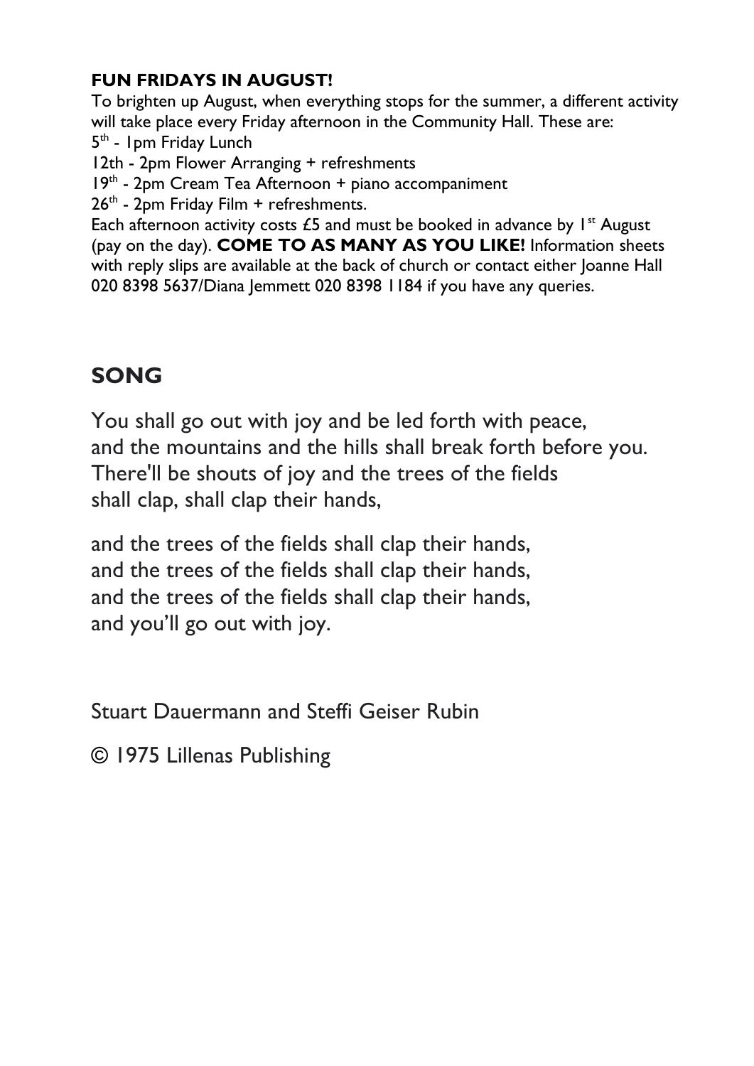**FUN FRIDAYS IN AUGUST!**

To brighten up August, when everything stops for the summer, a different activity will take place every Friday afternoon in the Community Hall. These are:

5th - 1pm Friday Lunch
12th - 2pm Flower Arranging + refreshments
19th - 2pm Cream Tea Afternoon + piano accompaniment
26th - 2pm Friday Film + refreshments.

Each afternoon activity costs £5 and must be booked in advance by 1st August (pay on the day). **COME TO AS MANY AS YOU LIKE!** Information sheets with reply slips are available at the back of church or contact either Joanne Hall 020 8398 5637/Diana Jemmett 020 8398 1184 if you have any queries.

## SONG

You shall go out with joy and be led forth with peace,
and the mountains and the hills shall break forth before you.
There'll be shouts of joy and the trees of the fields
shall clap, shall clap their hands,

and the trees of the fields shall clap their hands,
and the trees of the fields shall clap their hands,
and the trees of the fields shall clap their hands,
and you'll go out with joy.

Stuart Dauermann and Steffi Geiser Rubin

© 1975 Lillenas Publishing